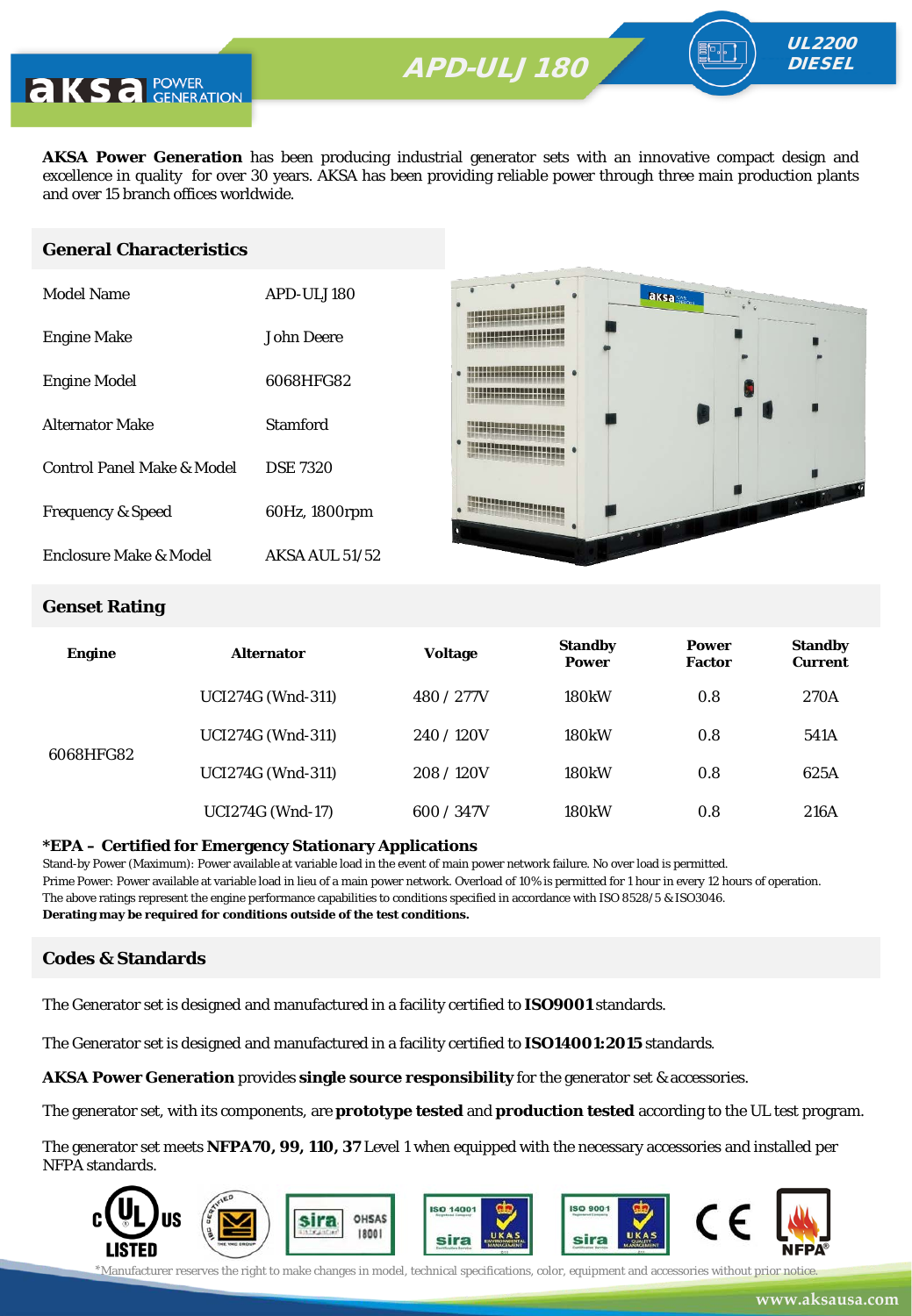# APD-ULJ 180

**UL2200 DIESEL**

**AKSA Power Generation** has been producing industrial generator sets with an innovative compact design and excellence in quality for over 30 years. AKSA has been providing reliable power through three main production plants and over 15 branch offices worldwide.

## General Characteristics

| | |
|---|---|
| Model Name | APD-ULJ 180 |
| Engine Make | John Deere |
| Engine Model | 6068HFG82 |
| Alternator Make | Stamford |
| Control Panel Make & Model | DSE 7320 |
| Frequency & Speed | 60Hz, 1800rpm |
| Enclosure Make & Model | AKSA AUL 51/52 |

## Genset Rating

| Engine | Alternator | Voltage | Standby Power | Power Factor | Standby Current |
|---|---|---|---|---|---|
| 6068HFG82 | UCI274G (Wnd-311) | 480 / 277V | 180kW | 0.8 | 270A |
| | UCI274G (Wnd-311) | 240 / 120V | 180kW | 0.8 | 541A |
| | UCI274G (Wnd-311) | 208 / 120V | 180kW | 0.8 | 625A |
| | UCI274G (Wnd-17) | 600 / 347V | 180kW | 0.8 | 216A |

**\*EPA – Certified for Emergency Stationary Applications**

Stand-by Power (Maximum): Power available at variable load in the event of main power network failure. No over load is permitted.
Prime Power: Power available at variable load in lieu of a main power network. Overload of 10% is permitted for 1 hour in every 12 hours of operation.
The above ratings represent the engine performance capabilities to conditions specified in accordance with ISO 8528/5 & ISO3046.
**Derating may be required for conditions outside of the test conditions.**

## Codes & Standards

The Generator set is designed and manufactured in a facility certified to **ISO9001** standards.

The Generator set is designed and manufactured in a facility certified to **ISO14001:2015** standards.

**AKSA Power Generation** provides **single source responsibility** for the generator set & accessories.

The generator set, with its components, are **prototype tested** and **production tested** according to the UL test program.

The generator set meets **NFPA70, 99, 110, 37** Level 1 when equipped with the necessary accessories and installed per NFPA standards.

*Manufacturer reserves the right to make changes in model, technical specifications, color, equipment and accessories without prior notice.

www.aksausa.com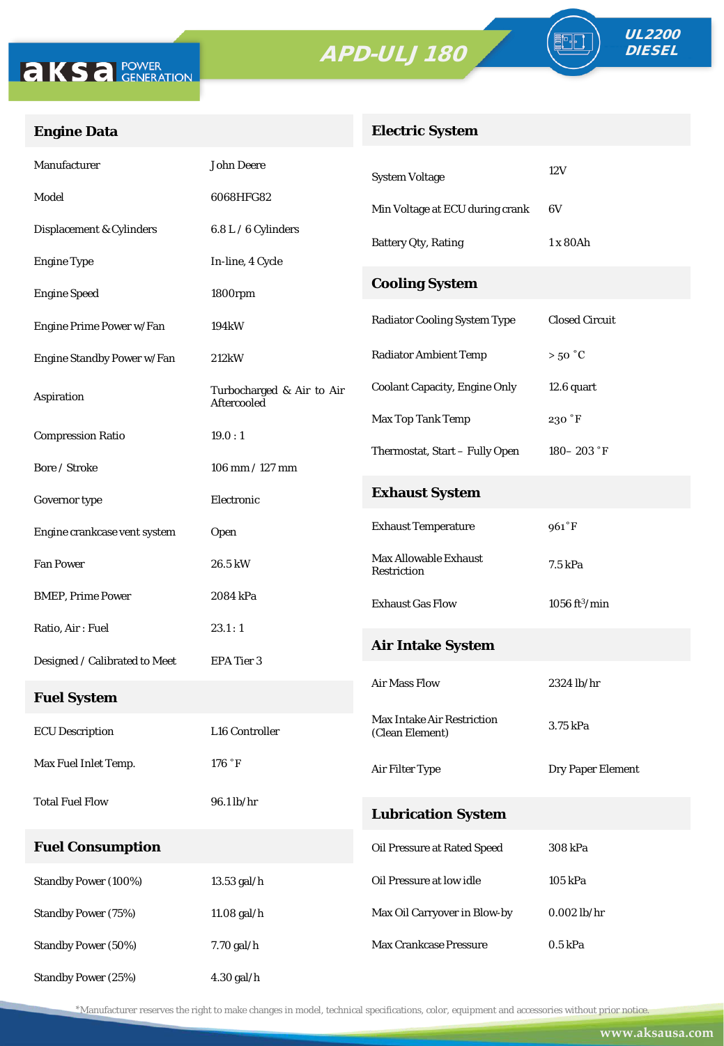# APD-ULJ 180

**UL2200 DIESEL**

## Engine Data

| | |
|---|---|
| Manufacturer | John Deere |
| Model | 6068HFG82 |
| Displacement & Cylinders | 6.8 L / 6 Cylinders |
| Engine Type | In-line, 4 Cycle |
| Engine Speed | 1800rpm |
| Engine Prime Power w/Fan | 194kW |
| Engine Standby Power w/Fan | 212kW |
| Aspiration | Turbocharged & Air to Air Aftercooled |
| Compression Ratio | 19.0 : 1 |
| Bore / Stroke | 106 mm / 127 mm |
| Governor type | Electronic |
| Engine crankcase vent system | Open |
| Fan Power | 26.5 kW |
| BMEP, Prime Power | 2084 kPa |
| Ratio, Air : Fuel | 23.1 : 1 |
| Designed / Calibrated to Meet | EPA Tier 3 |

## Fuel System

| | |
|---|---|
| ECU Description | L16 Controller |
| Max Fuel Inlet Temp. | 176 ˚F |
| Total Fuel Flow | 96.1 lb/hr |

## Fuel Consumption

| | |
|---|---|
| Standby Power (100%) | 13.53 gal/h |
| Standby Power (75%) | 11.08 gal/h |
| Standby Power (50%) | 7.70 gal/h |
| Standby Power (25%) | 4.30 gal/h |

## Electric System

| | |
|---|---|
| System Voltage | 12V |
| Min Voltage at ECU during crank | 6V |
| Battery Qty, Rating | 1 x 80Ah |

## Cooling System

| | |
|---|---|
| Radiator Cooling System Type | Closed Circuit |
| Radiator Ambient Temp | > 50 ˚C |
| Coolant Capacity, Engine Only | 12.6 quart |
| Max Top Tank Temp | 230 ˚F |
| Thermostat, Start – Fully Open | 180– 203 ˚F |

## Exhaust System

| | |
|---|---|
| Exhaust Temperature | 961˚F |
| Max Allowable Exhaust Restriction | 7.5 kPa |
| Exhaust Gas Flow | 1056 ft$^3$/min |

## Air Intake System

| | |
|---|---|
| Air Mass Flow | 2324 lb/hr |
| Max Intake Air Restriction (Clean Element) | 3.75 kPa |
| Air Filter Type | Dry Paper Element |

## Lubrication System

| | |
|---|---|
| Oil Pressure at Rated Speed | 308 kPa |
| Oil Pressure at low idle | 105 kPa |
| Max Oil Carryover in Blow-by | 0.002 lb/hr |
| Max Crankcase Pressure | 0.5 kPa |

*Manufacturer reserves the right to make changes in model, technical specifications, color, equipment and accessories without prior notice.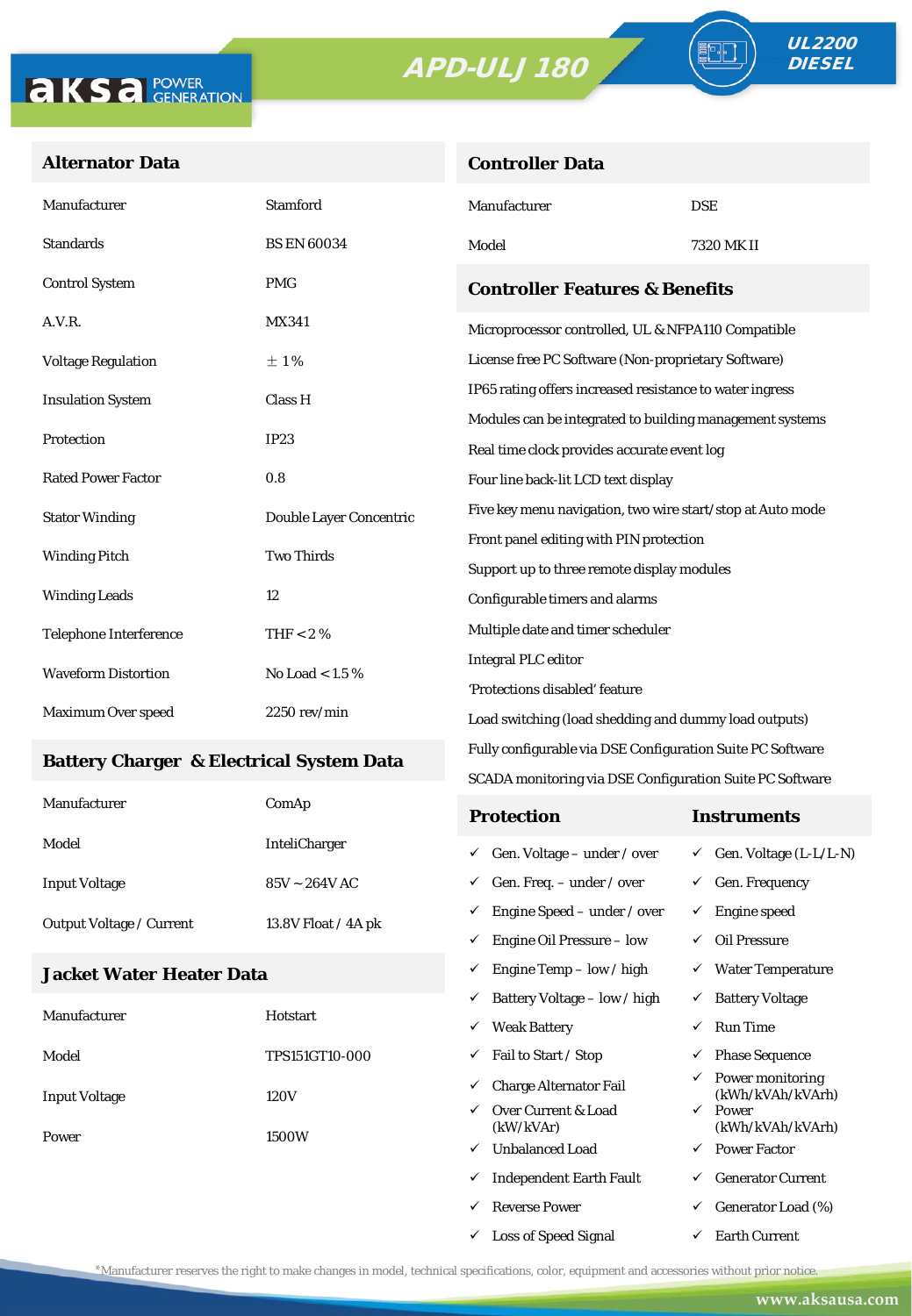APD-ULJ 180

UL2200 DIESEL

## Alternator Data

| | |
|---|---|
| Manufacturer | Stamford |
| Standards | BS EN 60034 |
| Control System | PMG |
| A.V.R. | MX341 |
| Voltage Regulation | ± 1% |
| Insulation System | Class H |
| Protection | IP23 |
| Rated Power Factor | 0.8 |
| Stator Winding | Double Layer Concentric |
| Winding Pitch | Two Thirds |
| Winding Leads | 12 |
| Telephone Interference | THF < 2 % |
| Waveform Distortion | No Load < 1.5 % |
| Maximum Over speed | 2250 rev/min |

## Battery Charger & Electrical System Data

| | |
|---|---|
| Manufacturer | ComAp |
| Model | InteliCharger |
| Input Voltage | 85V ~ 264V AC |
| Output Voltage / Current | 13.8V Float / 4A pk |

## Jacket Water Heater Data

| | |
|---|---|
| Manufacturer | Hotstart |
| Model | TPS151GT10-000 |
| Input Voltage | 120V |
| Power | 1500W |

## Controller Data

| | |
|---|---|
| Manufacturer | DSE |
| Model | 7320 MK II |

## Controller Features & Benefits

- Microprocessor controlled, UL & NFPA110 Compatible
- License free PC Software (Non-proprietary Software)
- IP65 rating offers increased resistance to water ingress
- Modules can be integrated to building management systems
- Real time clock provides accurate event log
- Four line back-lit LCD text display
- Five key menu navigation, two wire start/stop at Auto mode
- Front panel editing with PIN protection
- Support up to three remote display modules
- Configurable timers and alarms
- Multiple date and timer scheduler
- Integral PLC editor
- 'Protections disabled' feature
- Load switching (load shedding and dummy load outputs)
- Fully configurable via DSE Configuration Suite PC Software
- SCADA monitoring via DSE Configuration Suite PC Software

| Protection | Instruments |
|---|---|
| ✓ Gen. Voltage – under / over | ✓ Gen. Voltage (L-L/L-N) |
| ✓ Gen. Freq. – under / over | ✓ Gen. Frequency |
| ✓ Engine Speed – under / over | ✓ Engine speed |
| ✓ Engine Oil Pressure – low | ✓ Oil Pressure |
| ✓ Engine Temp – low / high | ✓ Water Temperature |
| ✓ Battery Voltage – low / high | ✓ Battery Voltage |
| ✓ Weak Battery | ✓ Run Time |
| ✓ Fail to Start / Stop | ✓ Phase Sequence |
| ✓ Charge Alternator Fail | ✓ Power monitoring (kWh/kVAh/kVArh) |
| ✓ Over Current & Load (kW/kVAr) | ✓ Power (kWh/kVAh/kVArh) |
| ✓ Unbalanced Load | ✓ Power Factor |
| ✓ Independent Earth Fault | ✓ Generator Current |
| ✓ Reverse Power | ✓ Generator Load (%) |
| ✓ Loss of Speed Signal | ✓ Earth Current |

*Manufacturer reserves the right to make changes in model, technical specifications, color, equipment and accessories without prior notice.

www.aksausa.com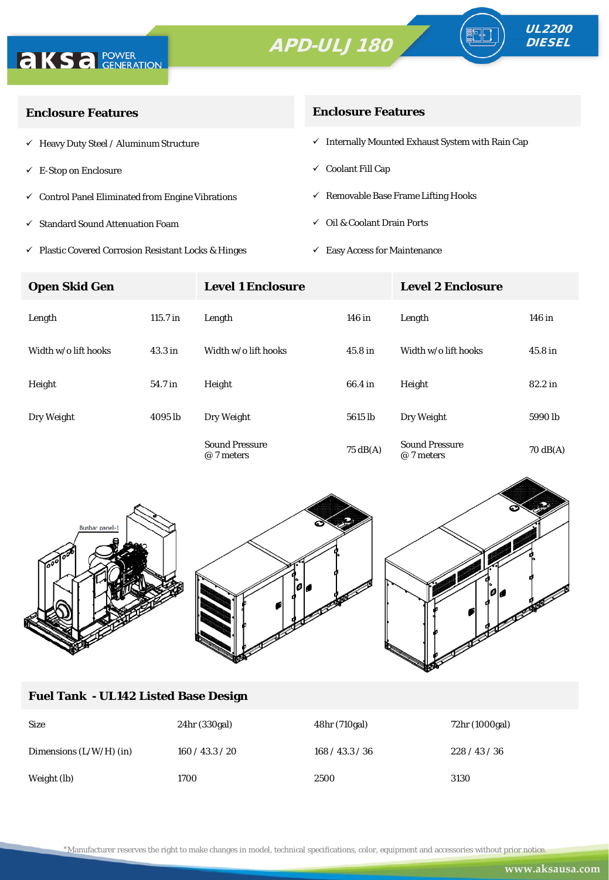APD-ULJ 180

UL2200 DIESEL

## Enclosure Features

- ✓ Heavy Duty Steel / Aluminum Structure
- ✓ E-Stop on Enclosure
- ✓ Control Panel Eliminated from Engine Vibrations
- ✓ Standard Sound Attenuation Foam
- ✓ Plastic Covered Corrosion Resistant Locks & Hinges

## Enclosure Features

- ✓ Internally Mounted Exhaust System with Rain Cap
- ✓ Coolant Fill Cap
- ✓ Removable Base Frame Lifting Hooks
- ✓ Oil & Coolant Drain Ports
- ✓ Easy Access for Maintenance

| Open Skid Gen | | Level 1 Enclosure | | Level 2 Enclosure | |
|---|---|---|---|---|---|
| Length | 115.7 in | Length | 146 in | Length | 146 in |
| Width w/o lift hooks | 43.3 in | Width w/o lift hooks | 45.8 in | Width w/o lift hooks | 45.8 in |
| Height | 54.7 in | Height | 66.4 in | Height | 82.2 in |
| Dry Weight | 4095 lb | Dry Weight | 5615 lb | Dry Weight | 5990 lb |
| | | Sound Pressure @ 7 meters | 75 dB(A) | Sound Pressure @ 7 meters | 70 dB(A) |

## Fuel Tank - UL142 Listed Base Design

| Size | 24hr (330gal) | 48hr (710gal) | 72hr (1000gal) |
|---|---|---|---|
| Dimensions (L/W/H) (in) | 160 / 43.3 / 20 | 168 / 43.3 / 36 | 228 / 43 / 36 |
| Weight (lb) | 1700 | 2500 | 3130 |

*Manufacturer reserves the right to make changes in model, technical specifications, color, equipment and accessories without prior notice.

www.aksausa.com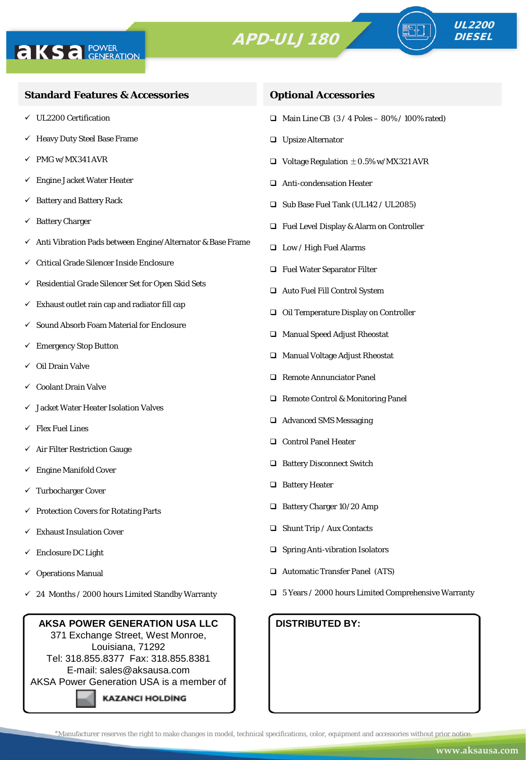# APD-ULJ 180

**UL2200 DIESEL**

## Standard Features & Accessories

- ✓ UL2200 Certification
- ✓ Heavy Duty Steel Base Frame
- ✓ PMG w/MX341 AVR
- ✓ Engine Jacket Water Heater
- ✓ Battery and Battery Rack
- ✓ Battery Charger
- ✓ Anti Vibration Pads between Engine/Alternator & Base Frame
- ✓ Critical Grade Silencer Inside Enclosure
- ✓ Residential Grade Silencer Set for Open Skid Sets
- ✓ Exhaust outlet rain cap and radiator fill cap
- ✓ Sound Absorb Foam Material for Enclosure
- ✓ Emergency Stop Button
- ✓ Oil Drain Valve
- ✓ Coolant Drain Valve
- ✓ Jacket Water Heater Isolation Valves
- ✓ Flex Fuel Lines
- ✓ Air Filter Restriction Gauge
- ✓ Engine Manifold Cover
- ✓ Turbocharger Cover
- ✓ Protection Covers for Rotating Parts
- ✓ Exhaust Insulation Cover
- ✓ Enclosure DC Light
- ✓ Operations Manual
- ✓ 24 Months / 2000 hours Limited Standby Warranty

## Optional Accessories

- ❑ Main Line CB (3 / 4 Poles – 80% / 100% rated)
- ❑ Upsize Alternator
- ❑ Voltage Regulation ±0.5% w/MX321 AVR
- ❑ Anti-condensation Heater
- ❑ Sub Base Fuel Tank (UL142 / UL2085)
- ❑ Fuel Level Display & Alarm on Controller
- ❑ Low / High Fuel Alarms
- ❑ Fuel Water Separator Filter
- ❑ Auto Fuel Fill Control System
- ❑ Oil Temperature Display on Controller
- ❑ Manual Speed Adjust Rheostat
- ❑ Manual Voltage Adjust Rheostat
- ❑ Remote Annunciator Panel
- ❑ Remote Control & Monitoring Panel
- ❑ Advanced SMS Messaging
- ❑ Control Panel Heater
- ❑ Battery Disconnect Switch
- ❑ Battery Heater
- ❑ Battery Charger 10/20 Amp
- ❑ Shunt Trip / Aux Contacts
- ❑ Spring Anti-vibration Isolators
- ❑ Automatic Transfer Panel (ATS)
- ❑ 5 Years / 2000 hours Limited Comprehensive Warranty

**AKSA POWER GENERATION USA LLC**
371 Exchange Street, West Monroe,
Louisiana, 71292
Tel: 318.855.8377 Fax: 318.855.8381
E-mail: sales@aksausa.com
AKSA Power Generation USA is a member of
KAZANCI HOLDING

**DISTRIBUTED BY:**

*Manufacturer reserves the right to make changes in model, technical specifications, color, equipment and accessories without prior notice.

www.aksausa.com